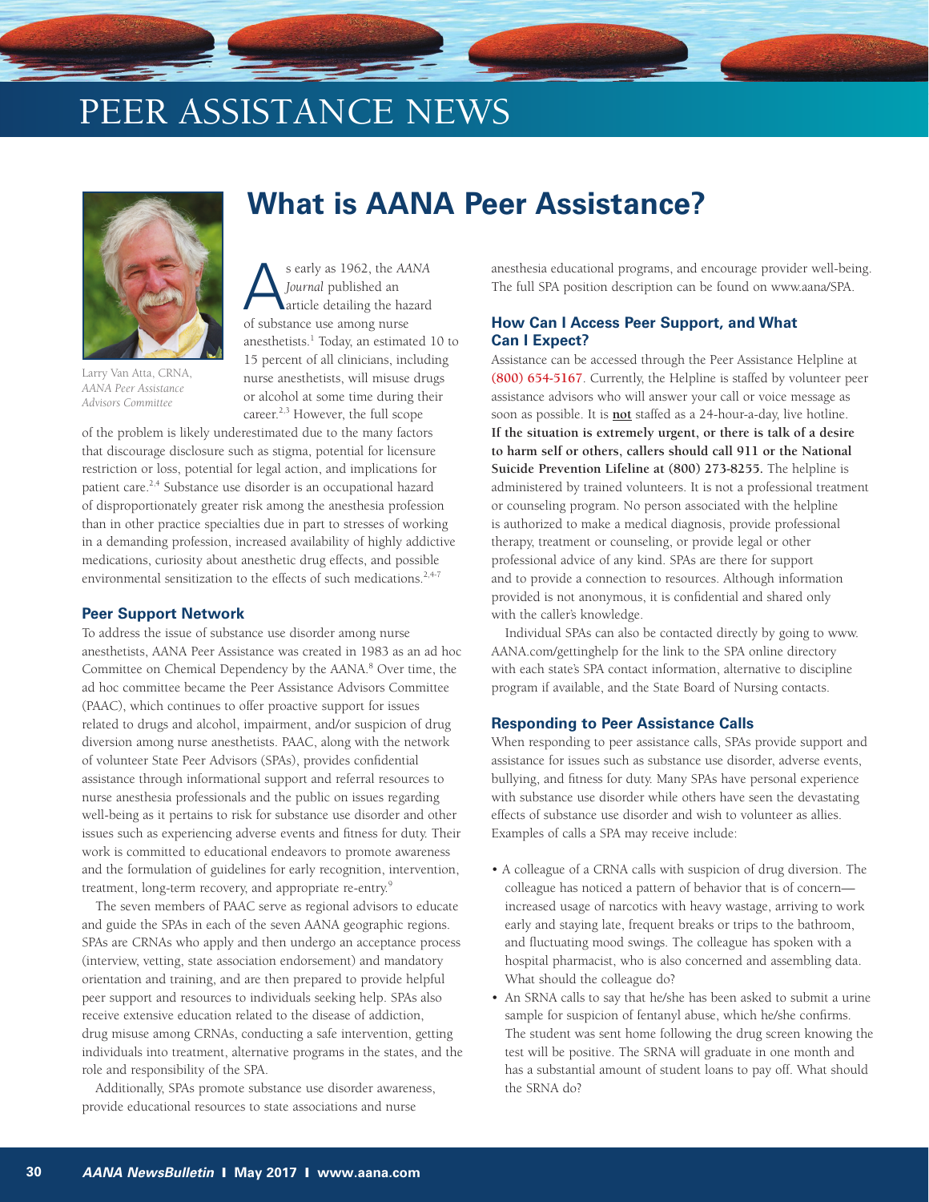# PEER ASSISTANCE NEWS

## What is AANA Peer Assistance?

Larry Van Atta, CRNA, *AANA Peer Assistance Advisors Committee*

As early as 1962, the *AANA Journal* published an article detailing the hazard of substance use among nurse anesthetists.[1] Today, an estimated 10 to 15 percent of all clinicians, including nurse anesthetists, will misuse drugs or alcohol at some time during their career.[2,3] However, the full scope of the problem is likely underestimated due to the many factors that discourage disclosure such as stigma, potential for licensure restriction or loss, potential for legal action, and implications for patient care.[2,4] Substance use disorder is an occupational hazard of disproportionately greater risk among the anesthesia profession than in other practice specialties due in part to stresses of working in a demanding profession, increased availability of highly addictive medications, curiosity about anesthetic drug effects, and possible environmental sensitization to the effects of such medications.[2,4-7]

### Peer Support Network

To address the issue of substance use disorder among nurse anesthetists, AANA Peer Assistance was created in 1983 as an ad hoc Committee on Chemical Dependency by the AANA.[8] Over time, the ad hoc committee became the Peer Assistance Advisors Committee (PAAC), which continues to offer proactive support for issues related to drugs and alcohol, impairment, and/or suspicion of drug diversion among nurse anesthetists. PAAC, along with the network of volunteer State Peer Advisors (SPAs), provides confidential assistance through informational support and referral resources to nurse anesthesia professionals and the public on issues regarding well-being as it pertains to risk for substance use disorder and other issues such as experiencing adverse events and fitness for duty. Their work is committed to educational endeavors to promote awareness and the formulation of guidelines for early recognition, intervention, treatment, long-term recovery, and appropriate re-entry.[9]

The seven members of PAAC serve as regional advisors to educate and guide the SPAs in each of the seven AANA geographic regions. SPAs are CRNAs who apply and then undergo an acceptance process (interview, vetting, state association endorsement) and mandatory orientation and training, and are then prepared to provide helpful peer support and resources to individuals seeking help. SPAs also receive extensive education related to the disease of addiction, drug misuse among CRNAs, conducting a safe intervention, getting individuals into treatment, alternative programs in the states, and the role and responsibility of the SPA.

Additionally, SPAs promote substance use disorder awareness, provide educational resources to state associations and nurse anesthesia educational programs, and encourage provider well-being. The full SPA position description can be found on www.aana/SPA.

### How Can I Access Peer Support, and What Can I Expect?

Assistance can be accessed through the Peer Assistance Helpline at (800) 654-5167. Currently, the Helpline is staffed by volunteer peer assistance advisors who will answer your call or voice message as soon as possible. It is **not** staffed as a 24-hour-a-day, live hotline. **If the situation is extremely urgent, or there is talk of a desire to harm self or others, callers should call 911 or the National Suicide Prevention Lifeline at (800) 273-8255.** The helpline is administered by trained volunteers. It is not a professional treatment or counseling program. No person associated with the helpline is authorized to make a medical diagnosis, provide professional therapy, treatment or counseling, or provide legal or other professional advice of any kind. SPAs are there for support and to provide a connection to resources. Although information provided is not anonymous, it is confidential and shared only with the caller's knowledge.

Individual SPAs can also be contacted directly by going to www.AANA.com/gettinghelp for the link to the SPA online directory with each state's SPA contact information, alternative to discipline program if available, and the State Board of Nursing contacts.

### Responding to Peer Assistance Calls

When responding to peer assistance calls, SPAs provide support and assistance for issues such as substance use disorder, adverse events, bullying, and fitness for duty. Many SPAs have personal experience with substance use disorder while others have seen the devastating effects of substance use disorder and wish to volunteer as allies. Examples of calls a SPA may receive include:

- A colleague of a CRNA calls with suspicion of drug diversion. The colleague has noticed a pattern of behavior that is of concern—increased usage of narcotics with heavy wastage, arriving to work early and staying late, frequent breaks or trips to the bathroom, and fluctuating mood swings. The colleague has spoken with a hospital pharmacist, who is also concerned and assembling data. What should the colleague do?
- An SRNA calls to say that he/she has been asked to submit a urine sample for suspicion of fentanyl abuse, which he/she confirms. The student was sent home following the drug screen knowing the test will be positive. The SRNA will graduate in one month and has a substantial amount of student loans to pay off. What should the SRNA do?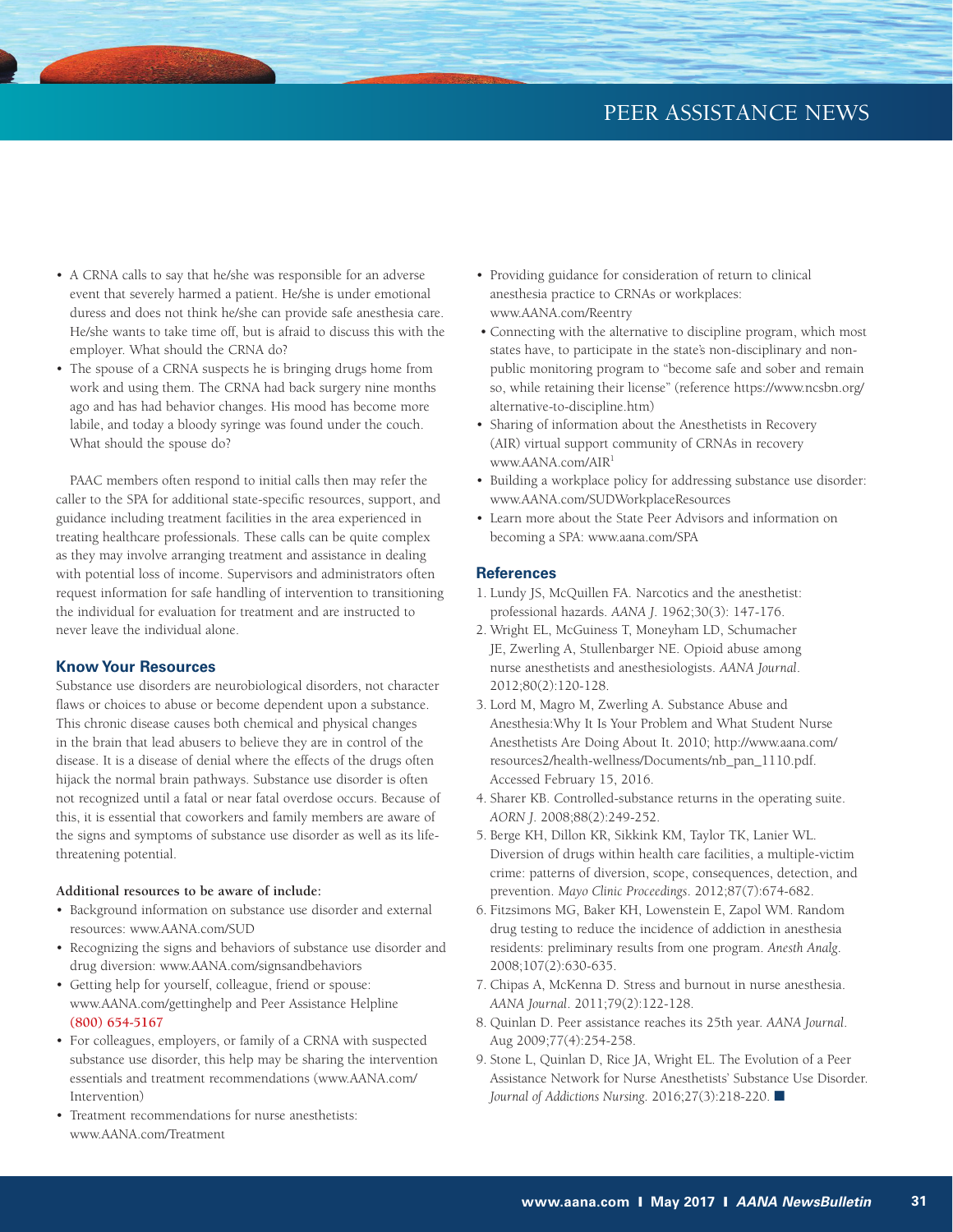- A CRNA calls to say that he/she was responsible for an adverse event that severely harmed a patient. He/she is under emotional duress and does not think he/she can provide safe anesthesia care. He/she wants to take time off, but is afraid to discuss this with the employer. What should the CRNA do?
- The spouse of a CRNA suspects he is bringing drugs home from work and using them. The CRNA had back surgery nine months ago and has had behavior changes. His mood has become more labile, and today a bloody syringe was found under the couch. What should the spouse do?

PAAC members often respond to initial calls then may refer the caller to the SPA for additional state-specific resources, support, and guidance including treatment facilities in the area experienced in treating healthcare professionals. These calls can be quite complex as they may involve arranging treatment and assistance in dealing with potential loss of income. Supervisors and administrators often request information for safe handling of intervention to transitioning the individual for evaluation for treatment and are instructed to never leave the individual alone.

### Know Your Resources

Substance use disorders are neurobiological disorders, not character flaws or choices to abuse or become dependent upon a substance. This chronic disease causes both chemical and physical changes in the brain that lead abusers to believe they are in control of the disease. It is a disease of denial where the effects of the drugs often hijack the normal brain pathways. Substance use disorder is often not recognized until a fatal or near fatal overdose occurs. Because of this, it is essential that coworkers and family members are aware of the signs and symptoms of substance use disorder as well as its life-threatening potential.

**Additional resources to be aware of include:**

- Background information on substance use disorder and external resources: www.AANA.com/SUD
- Recognizing the signs and behaviors of substance use disorder and drug diversion: www.AANA.com/signsandbehaviors
- Getting help for yourself, colleague, friend or spouse: www.AANA.com/gettinghelp and Peer Assistance Helpline **(800) 654-5167**
- For colleagues, employers, or family of a CRNA with suspected substance use disorder, this help may be sharing the intervention essentials and treatment recommendations (www.AANA.com/Intervention)
- Treatment recommendations for nurse anesthetists: www.AANA.com/Treatment
- Providing guidance for consideration of return to clinical anesthesia practice to CRNAs or workplaces: www.AANA.com/Reentry
- Connecting with the alternative to discipline program, which most states have, to participate in the state's non-disciplinary and non-public monitoring program to "become safe and sober and remain so, while retaining their license" (reference https://www.ncsbn.org/alternative-to-discipline.htm)
- Sharing of information about the Anesthetists in Recovery (AIR) virtual support community of CRNAs in recovery www.AANA.com/AIR[1]
- Building a workplace policy for addressing substance use disorder: www.AANA.com/SUDWorkplaceResources
- Learn more about the State Peer Advisors and information on becoming a SPA: www.aana.com/SPA

### References

1. Lundy JS, McQuillen FA. Narcotics and the anesthetist: professional hazards. *AANA J*. 1962;30(3): 147-176.
2. Wright EL, McGuiness T, Moneyham LD, Schumacher JE, Zwerling A, Stullenbarger NE. Opioid abuse among nurse anesthetists and anesthesiologists. *AANA Journal*. 2012;80(2):120-128.
3. Lord M, Magro M, Zwerling A. Substance Abuse and Anesthesia:Why It Is Your Problem and What Student Nurse Anesthetists Are Doing About It. 2010; http://www.aana.com/resources2/health-wellness/Documents/nb_pan_1110.pdf. Accessed February 15, 2016.
4. Sharer KB. Controlled-substance returns in the operating suite. *AORN J*. 2008;88(2):249-252.
5. Berge KH, Dillon KR, Sikkink KM, Taylor TK, Lanier WL. Diversion of drugs within health care facilities, a multiple-victim crime: patterns of diversion, scope, consequences, detection, and prevention. *Mayo Clinic Proceedings*. 2012;87(7):674-682.
6. Fitzsimons MG, Baker KH, Lowenstein E, Zapol WM. Random drug testing to reduce the incidence of addiction in anesthesia residents: preliminary results from one program. *Anesth Analg*. 2008;107(2):630-635.
7. Chipas A, McKenna D. Stress and burnout in nurse anesthesia. *AANA Journal*. 2011;79(2):122-128.
8. Quinlan D. Peer assistance reaches its 25th year. *AANA Journal*. Aug 2009;77(4):254-258.
9. Stone L, Quinlan D, Rice JA, Wright EL. The Evolution of a Peer Assistance Network for Nurse Anesthetists' Substance Use Disorder. *Journal of Addictions Nursing*. 2016;27(3):218-220. ■